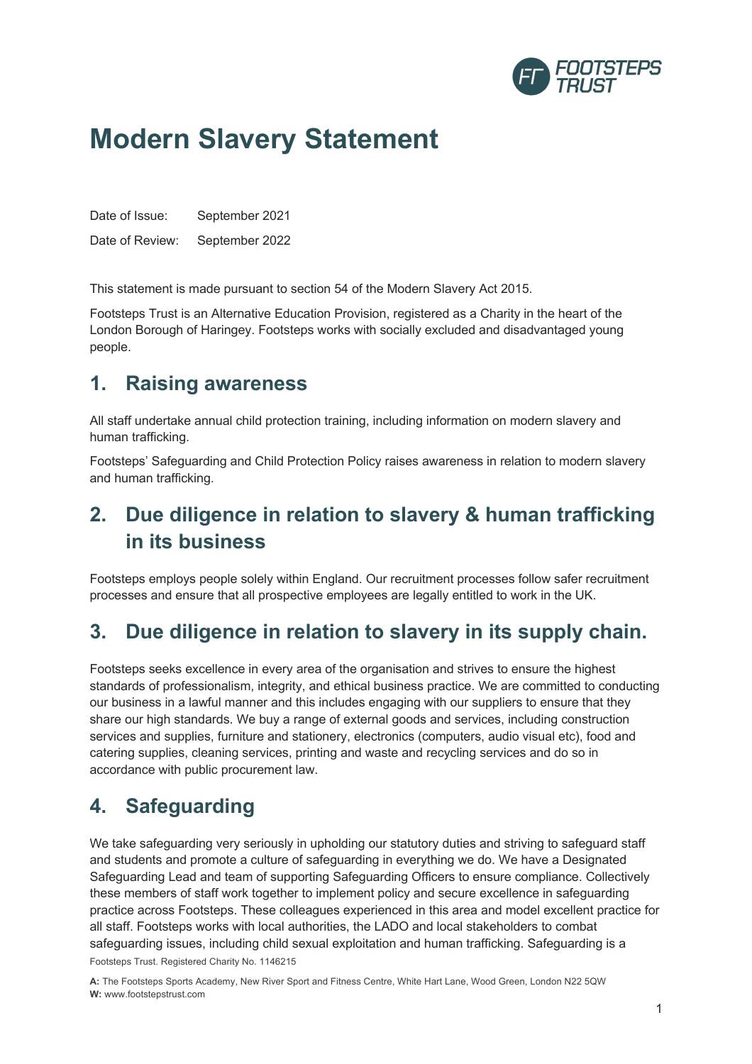# Modern Slavery Statement

Date of Issue: September 2021

Date of Review: September 2022

This statement is made pursuant to section 54 of the Modern Slavery Act 2015.

Footsteps Trust is an Alternative Education Provision, registered as a Charity in the heart of the London Borough of Haringey. Footsteps works with socially excluded and disadvantaged young people.

## 1. Raising awareness

All staff undertake annual child protection training, including information on modern slavery and human trafficking.

Footsteps' Safeguarding and Child Protection Policy raises awareness in relation to modern slavery and human trafficking.

## 2. Due diligence in relation to slavery & human trafficking in its business

Footsteps employs people solely within England. Our recruitment processes follow safer recruitment processes and ensure that all prospective employees are legally entitled to work in the UK.

## 3. Due diligence in relation to slavery in its supply chain.

Footsteps seeks excellence in every area of the organisation and strives to ensure the highest standards of professionalism, integrity, and ethical business practice. We are committed to conducting our business in a lawful manner and this includes engaging with our suppliers to ensure that they share our high standards. We buy a range of external goods and services, including construction services and supplies, furniture and stationery, electronics (computers, audio visual etc), food and catering supplies, cleaning services, printing and waste and recycling services and do so in accordance with public procurement law.

## 4. Safeguarding

We take safeguarding very seriously in upholding our statutory duties and striving to safeguard staff and students and promote a culture of safeguarding in everything we do. We have a Designated Safeguarding Lead and team of supporting Safeguarding Officers to ensure compliance. Collectively these members of staff work together to implement policy and secure excellence in safeguarding practice across Footsteps. These colleagues experienced in this area and model excellent practice for all staff. Footsteps works with local authorities, the LADO and local stakeholders to combat safeguarding issues, including child sexual exploitation and human trafficking. Safeguarding is a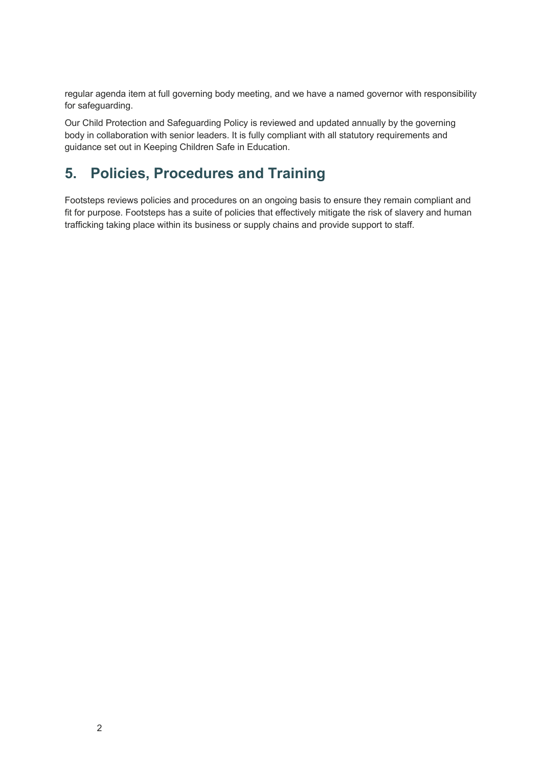regular agenda item at full governing body meeting, and we have a named governor with responsibility for safeguarding.

Our Child Protection and Safeguarding Policy is reviewed and updated annually by the governing body in collaboration with senior leaders. It is fully compliant with all statutory requirements and guidance set out in Keeping Children Safe in Education.

## 5. Policies, Procedures and Training

Footsteps reviews policies and procedures on an ongoing basis to ensure they remain compliant and fit for purpose. Footsteps has a suite of policies that effectively mitigate the risk of slavery and human trafficking taking place within its business or supply chains and provide support to staff.